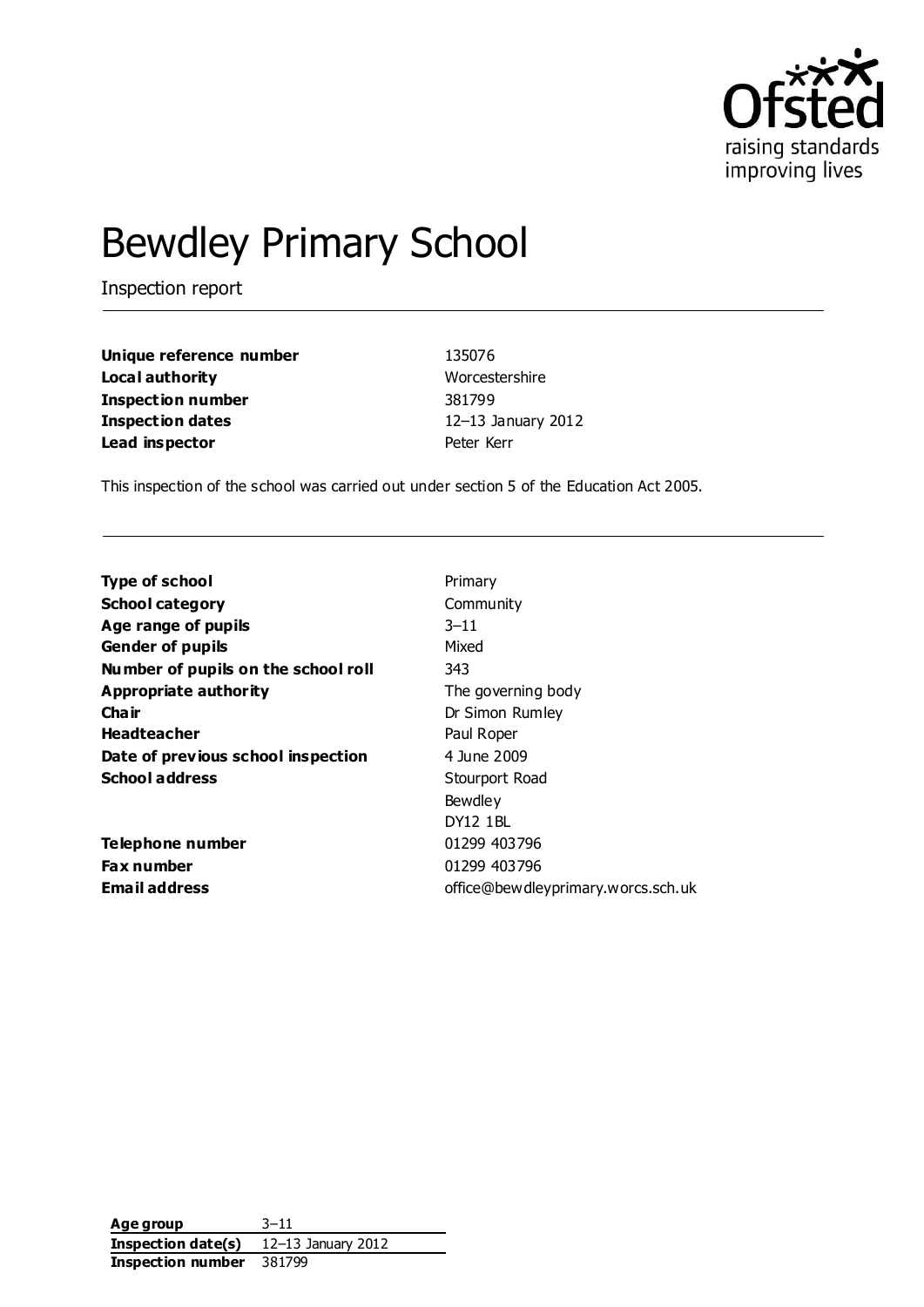# Bewdley Primary School

Inspection report

| | |
|---|---|
| **Unique reference number** | 135076 |
| **Local authority** | Worcestershire |
| **Inspection number** | 381799 |
| **Inspection dates** | 12–13 January 2012 |
| **Lead inspector** | Peter Kerr |

This inspection of the school was carried out under section 5 of the Education Act 2005.

| | |
|---|---|
| **Type of school** | Primary |
| **School category** | Community |
| **Age range of pupils** | 3–11 |
| **Gender of pupils** | Mixed |
| **Number of pupils on the school roll** | 343 |
| **Appropriate authority** | The governing body |
| **Chair** | Dr Simon Rumley |
| **Headteacher** | Paul Roper |
| **Date of previous school inspection** | 4 June 2009 |
| **School address** | Stourport Road<br>Bewdley<br>DY12 1BL |
| **Telephone number** | 01299 403796 |
| **Fax number** | 01299 403796 |
| **Email address** | office@bewdleyprimary.worcs.sch.uk |

| | |
|---|---|
| **Age group** | 3–11 |
| **Inspection date(s)** | 12–13 January 2012 |
| **Inspection number** | 381799 |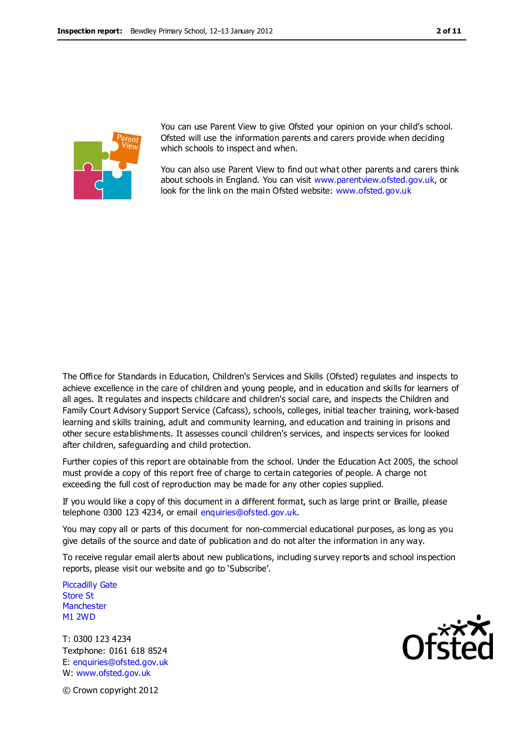You can use Parent View to give Ofsted your opinion on your child's school. Ofsted will use the information parents and carers provide when deciding which schools to inspect and when.

You can also use Parent View to find out what other parents and carers think about schools in England. You can visit www.parentview.ofsted.gov.uk, or look for the link on the main Ofsted website: www.ofsted.gov.uk

The Office for Standards in Education, Children's Services and Skills (Ofsted) regulates and inspects to achieve excellence in the care of children and young people, and in education and skills for learners of all ages. It regulates and inspects childcare and children's social care, and inspects the Children and Family Court Advisory Support Service (Cafcass), schools, colleges, initial teacher training, work-based learning and skills training, adult and community learning, and education and training in prisons and other secure establishments. It assesses council children's services, and inspects services for looked after children, safeguarding and child protection.

Further copies of this report are obtainable from the school. Under the Education Act 2005, the school must provide a copy of this report free of charge to certain categories of people. A charge not exceeding the full cost of reproduction may be made for any other copies supplied.

If you would like a copy of this document in a different format, such as large print or Braille, please telephone 0300 123 4234, or email enquiries@ofsted.gov.uk.

You may copy all or parts of this document for non-commercial educational purposes, as long as you give details of the source and date of publication and do not alter the information in any way.

To receive regular email alerts about new publications, including survey reports and school inspection reports, please visit our website and go to 'Subscribe'.

Piccadilly Gate
Store St
Manchester
M1 2WD

T: 0300 123 4234
Textphone: 0161 618 8524
E: enquiries@ofsted.gov.uk
W: www.ofsted.gov.uk

© Crown copyright 2012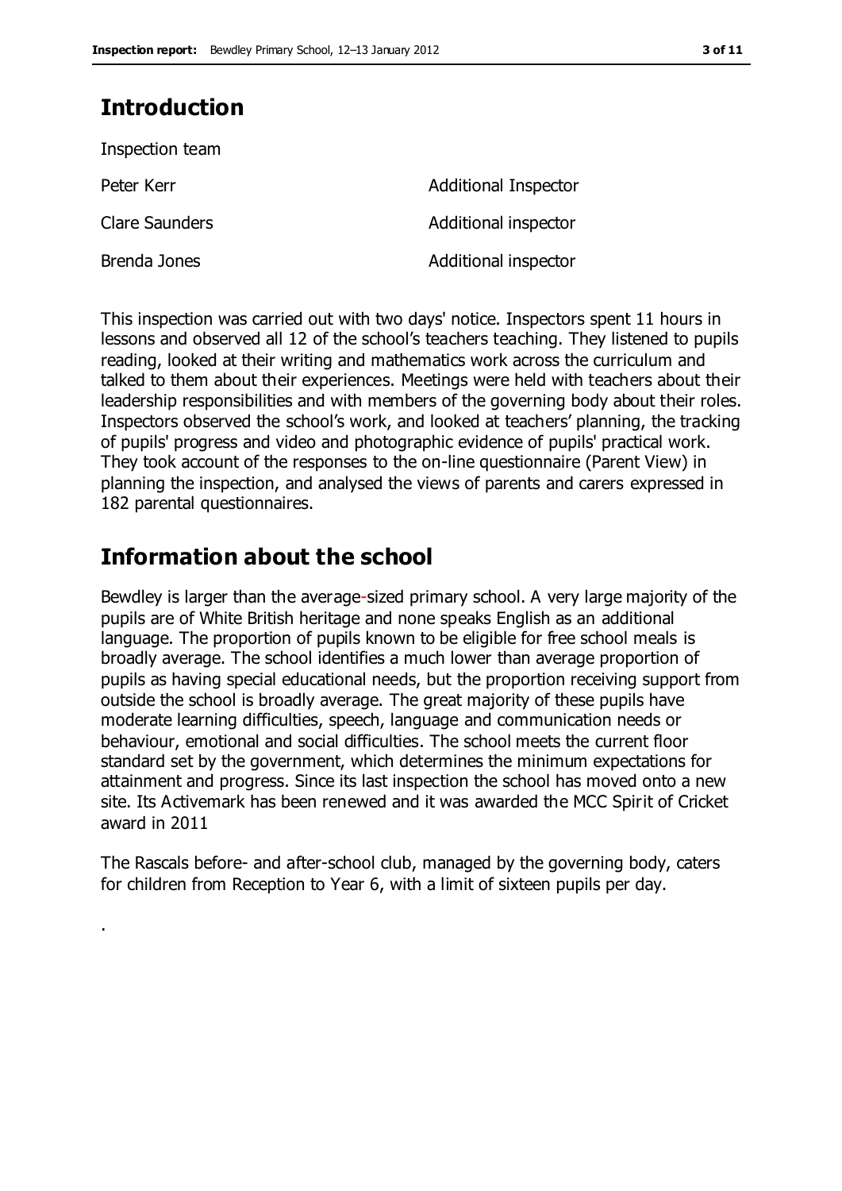## Introduction

Inspection team

| | |
|---|---|
| Peter Kerr | Additional Inspector |
| Clare Saunders | Additional inspector |
| Brenda Jones | Additional inspector |

This inspection was carried out with two days' notice. Inspectors spent 11 hours in lessons and observed all 12 of the school's teachers teaching. They listened to pupils reading, looked at their writing and mathematics work across the curriculum and talked to them about their experiences. Meetings were held with teachers about their leadership responsibilities and with members of the governing body about their roles. Inspectors observed the school's work, and looked at teachers' planning, the tracking of pupils' progress and video and photographic evidence of pupils' practical work. They took account of the responses to the on-line questionnaire (Parent View) in planning the inspection, and analysed the views of parents and carers expressed in 182 parental questionnaires.

## Information about the school

Bewdley is larger than the average-sized primary school. A very large majority of the pupils are of White British heritage and none speaks English as an additional language. The proportion of pupils known to be eligible for free school meals is broadly average. The school identifies a much lower than average proportion of pupils as having special educational needs, but the proportion receiving support from outside the school is broadly average. The great majority of these pupils have moderate learning difficulties, speech, language and communication needs or behaviour, emotional and social difficulties. The school meets the current floor standard set by the government, which determines the minimum expectations for attainment and progress. Since its last inspection the school has moved onto a new site. Its Activemark has been renewed and it was awarded the MCC Spirit of Cricket award in 2011

The Rascals before- and after-school club, managed by the governing body, caters for children from Reception to Year 6, with a limit of sixteen pupils per day.

.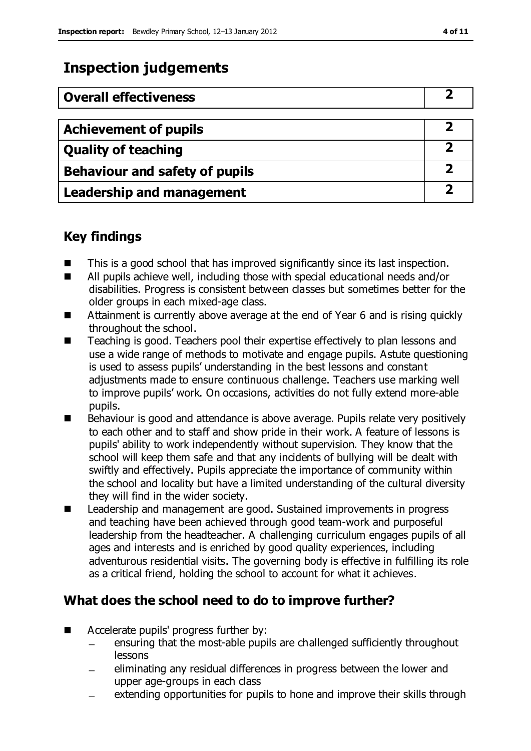## Inspection judgements

| Overall effectiveness | 2 |
|---|---|
| **Achievement of pupils** | **2** |
| **Quality of teaching** | **2** |
| **Behaviour and safety of pupils** | **2** |
| **Leadership and management** | **2** |

### Key findings

- This is a good school that has improved significantly since its last inspection.
- All pupils achieve well, including those with special educational needs and/or disabilities. Progress is consistent between classes but sometimes better for the older groups in each mixed-age class.
- Attainment is currently above average at the end of Year 6 and is rising quickly throughout the school.
- Teaching is good. Teachers pool their expertise effectively to plan lessons and use a wide range of methods to motivate and engage pupils. Astute questioning is used to assess pupils' understanding in the best lessons and constant adjustments made to ensure continuous challenge. Teachers use marking well to improve pupils' work. On occasions, activities do not fully extend more-able pupils.
- Behaviour is good and attendance is above average. Pupils relate very positively to each other and to staff and show pride in their work. A feature of lessons is pupils' ability to work independently without supervision. They know that the school will keep them safe and that any incidents of bullying will be dealt with swiftly and effectively. Pupils appreciate the importance of community within the school and locality but have a limited understanding of the cultural diversity they will find in the wider society.
- Leadership and management are good. Sustained improvements in progress and teaching have been achieved through good team-work and purposeful leadership from the headteacher. A challenging curriculum engages pupils of all ages and interests and is enriched by good quality experiences, including adventurous residential visits. The governing body is effective in fulfilling its role as a critical friend, holding the school to account for what it achieves.

### What does the school need to do to improve further?

- Accelerate pupils' progress further by:
  - ensuring that the most-able pupils are challenged sufficiently throughout lessons
  - eliminating any residual differences in progress between the lower and upper age-groups in each class
  - extending opportunities for pupils to hone and improve their skills through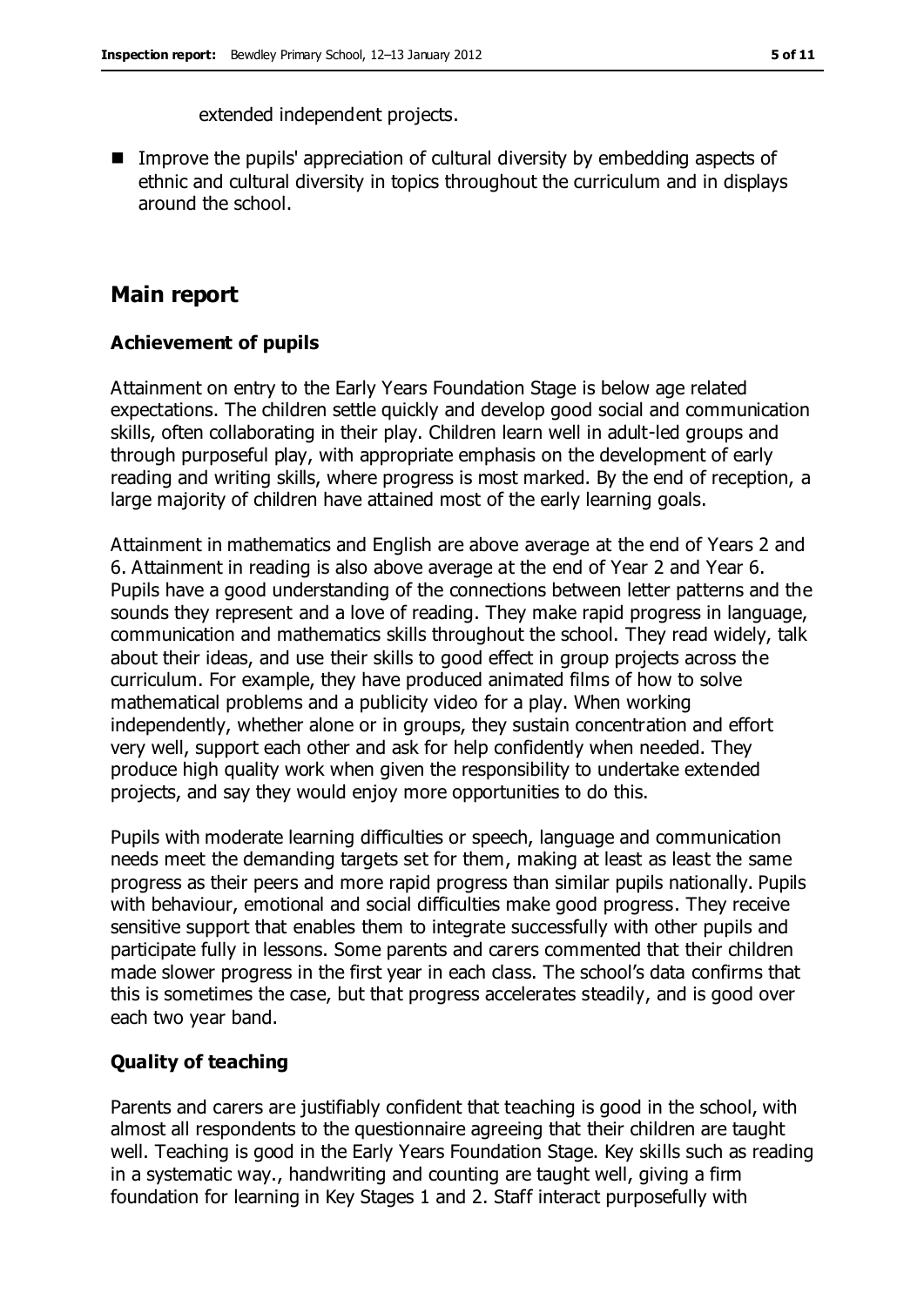extended independent projects.

- Improve the pupils' appreciation of cultural diversity by embedding aspects of ethnic and cultural diversity in topics throughout the curriculum and in displays around the school.

## Main report

### Achievement of pupils

Attainment on entry to the Early Years Foundation Stage is below age related expectations. The children settle quickly and develop good social and communication skills, often collaborating in their play. Children learn well in adult-led groups and through purposeful play, with appropriate emphasis on the development of early reading and writing skills, where progress is most marked. By the end of reception, a large majority of children have attained most of the early learning goals.

Attainment in mathematics and English are above average at the end of Years 2 and 6. Attainment in reading is also above average at the end of Year 2 and Year 6. Pupils have a good understanding of the connections between letter patterns and the sounds they represent and a love of reading. They make rapid progress in language, communication and mathematics skills throughout the school. They read widely, talk about their ideas, and use their skills to good effect in group projects across the curriculum. For example, they have produced animated films of how to solve mathematical problems and a publicity video for a play. When working independently, whether alone or in groups, they sustain concentration and effort very well, support each other and ask for help confidently when needed. They produce high quality work when given the responsibility to undertake extended projects, and say they would enjoy more opportunities to do this.

Pupils with moderate learning difficulties or speech, language and communication needs meet the demanding targets set for them, making at least as least the same progress as their peers and more rapid progress than similar pupils nationally. Pupils with behaviour, emotional and social difficulties make good progress. They receive sensitive support that enables them to integrate successfully with other pupils and participate fully in lessons. Some parents and carers commented that their children made slower progress in the first year in each class. The school's data confirms that this is sometimes the case, but that progress accelerates steadily, and is good over each two year band.

### Quality of teaching

Parents and carers are justifiably confident that teaching is good in the school, with almost all respondents to the questionnaire agreeing that their children are taught well. Teaching is good in the Early Years Foundation Stage. Key skills such as reading in a systematic way., handwriting and counting are taught well, giving a firm foundation for learning in Key Stages 1 and 2. Staff interact purposefully with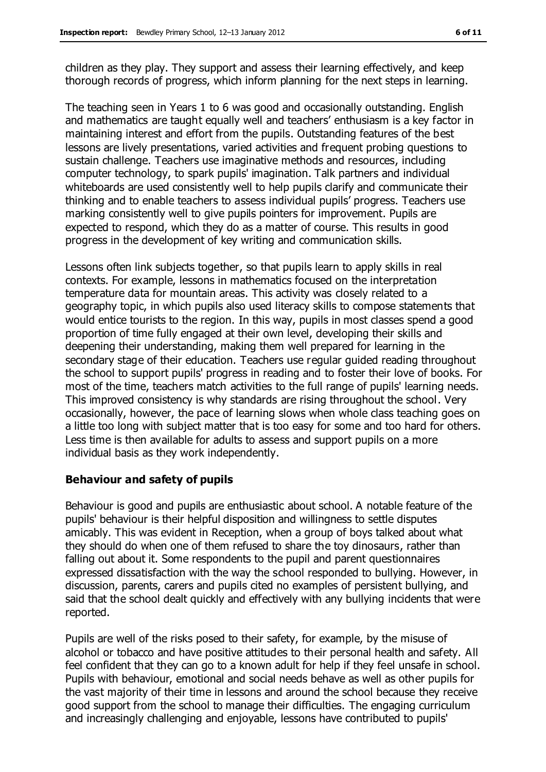children as they play. They support and assess their learning effectively, and keep thorough records of progress, which inform planning for the next steps in learning.

The teaching seen in Years 1 to 6 was good and occasionally outstanding. English and mathematics are taught equally well and teachers' enthusiasm is a key factor in maintaining interest and effort from the pupils. Outstanding features of the best lessons are lively presentations, varied activities and frequent probing questions to sustain challenge. Teachers use imaginative methods and resources, including computer technology, to spark pupils' imagination. Talk partners and individual whiteboards are used consistently well to help pupils clarify and communicate their thinking and to enable teachers to assess individual pupils' progress. Teachers use marking consistently well to give pupils pointers for improvement. Pupils are expected to respond, which they do as a matter of course. This results in good progress in the development of key writing and communication skills.

Lessons often link subjects together, so that pupils learn to apply skills in real contexts. For example, lessons in mathematics focused on the interpretation temperature data for mountain areas. This activity was closely related to a geography topic, in which pupils also used literacy skills to compose statements that would entice tourists to the region. In this way, pupils in most classes spend a good proportion of time fully engaged at their own level, developing their skills and deepening their understanding, making them well prepared for learning in the secondary stage of their education. Teachers use regular guided reading throughout the school to support pupils' progress in reading and to foster their love of books. For most of the time, teachers match activities to the full range of pupils' learning needs. This improved consistency is why standards are rising throughout the school. Very occasionally, however, the pace of learning slows when whole class teaching goes on a little too long with subject matter that is too easy for some and too hard for others. Less time is then available for adults to assess and support pupils on a more individual basis as they work independently.

### Behaviour and safety of pupils

Behaviour is good and pupils are enthusiastic about school. A notable feature of the pupils' behaviour is their helpful disposition and willingness to settle disputes amicably. This was evident in Reception, when a group of boys talked about what they should do when one of them refused to share the toy dinosaurs, rather than falling out about it. Some respondents to the pupil and parent questionnaires expressed dissatisfaction with the way the school responded to bullying. However, in discussion, parents, carers and pupils cited no examples of persistent bullying, and said that the school dealt quickly and effectively with any bullying incidents that were reported.

Pupils are well of the risks posed to their safety, for example, by the misuse of alcohol or tobacco and have positive attitudes to their personal health and safety. All feel confident that they can go to a known adult for help if they feel unsafe in school. Pupils with behaviour, emotional and social needs behave as well as other pupils for the vast majority of their time in lessons and around the school because they receive good support from the school to manage their difficulties. The engaging curriculum and increasingly challenging and enjoyable, lessons have contributed to pupils'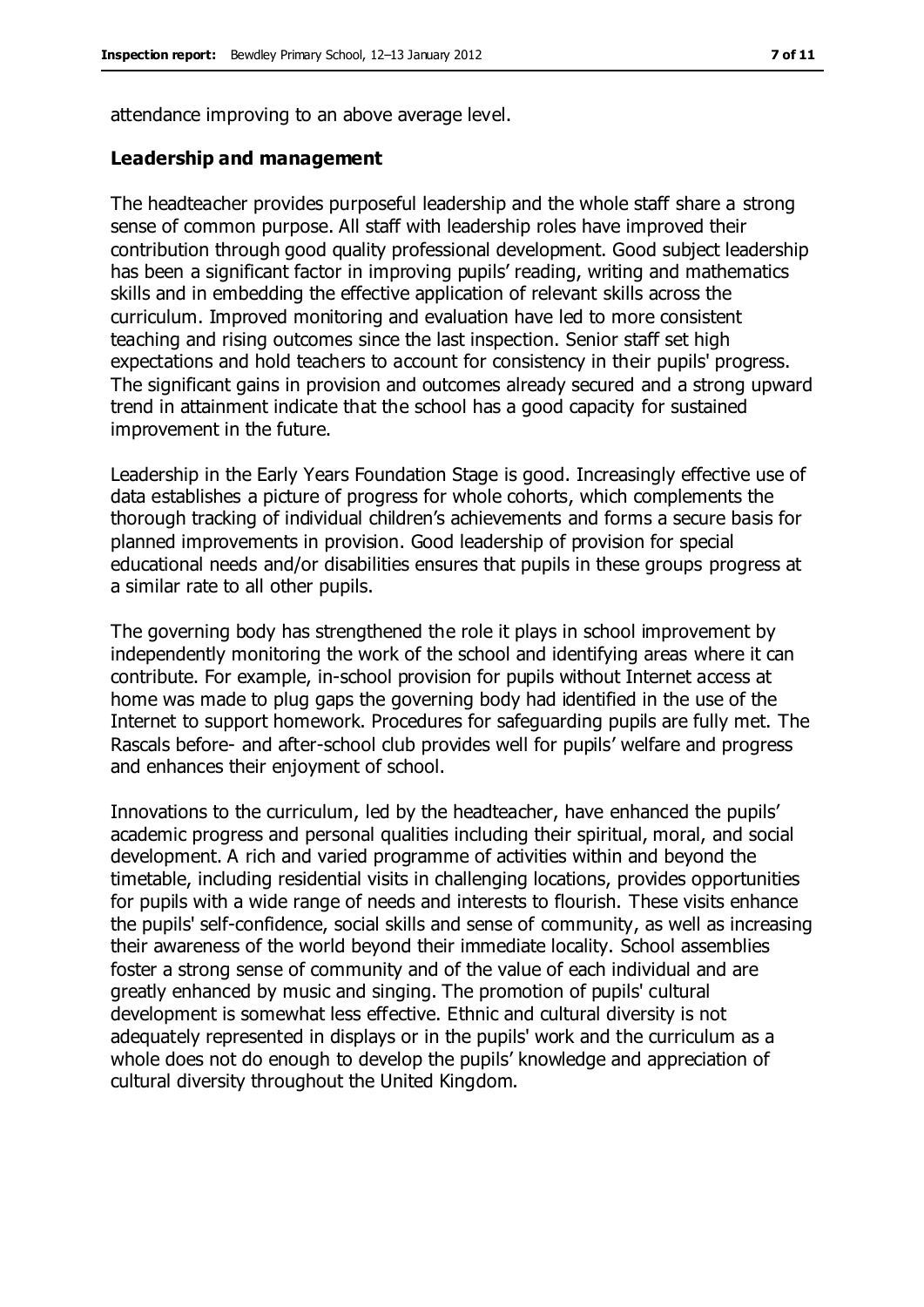attendance improving to an above average level.

### Leadership and management

The headteacher provides purposeful leadership and the whole staff share a strong sense of common purpose. All staff with leadership roles have improved their contribution through good quality professional development. Good subject leadership has been a significant factor in improving pupils' reading, writing and mathematics skills and in embedding the effective application of relevant skills across the curriculum. Improved monitoring and evaluation have led to more consistent teaching and rising outcomes since the last inspection. Senior staff set high expectations and hold teachers to account for consistency in their pupils' progress. The significant gains in provision and outcomes already secured and a strong upward trend in attainment indicate that the school has a good capacity for sustained improvement in the future.

Leadership in the Early Years Foundation Stage is good. Increasingly effective use of data establishes a picture of progress for whole cohorts, which complements the thorough tracking of individual children's achievements and forms a secure basis for planned improvements in provision. Good leadership of provision for special educational needs and/or disabilities ensures that pupils in these groups progress at a similar rate to all other pupils.

The governing body has strengthened the role it plays in school improvement by independently monitoring the work of the school and identifying areas where it can contribute. For example, in-school provision for pupils without Internet access at home was made to plug gaps the governing body had identified in the use of the Internet to support homework. Procedures for safeguarding pupils are fully met. The Rascals before- and after-school club provides well for pupils' welfare and progress and enhances their enjoyment of school.

Innovations to the curriculum, led by the headteacher, have enhanced the pupils' academic progress and personal qualities including their spiritual, moral, and social development. A rich and varied programme of activities within and beyond the timetable, including residential visits in challenging locations, provides opportunities for pupils with a wide range of needs and interests to flourish. These visits enhance the pupils' self-confidence, social skills and sense of community, as well as increasing their awareness of the world beyond their immediate locality. School assemblies foster a strong sense of community and of the value of each individual and are greatly enhanced by music and singing. The promotion of pupils' cultural development is somewhat less effective. Ethnic and cultural diversity is not adequately represented in displays or in the pupils' work and the curriculum as a whole does not do enough to develop the pupils' knowledge and appreciation of cultural diversity throughout the United Kingdom.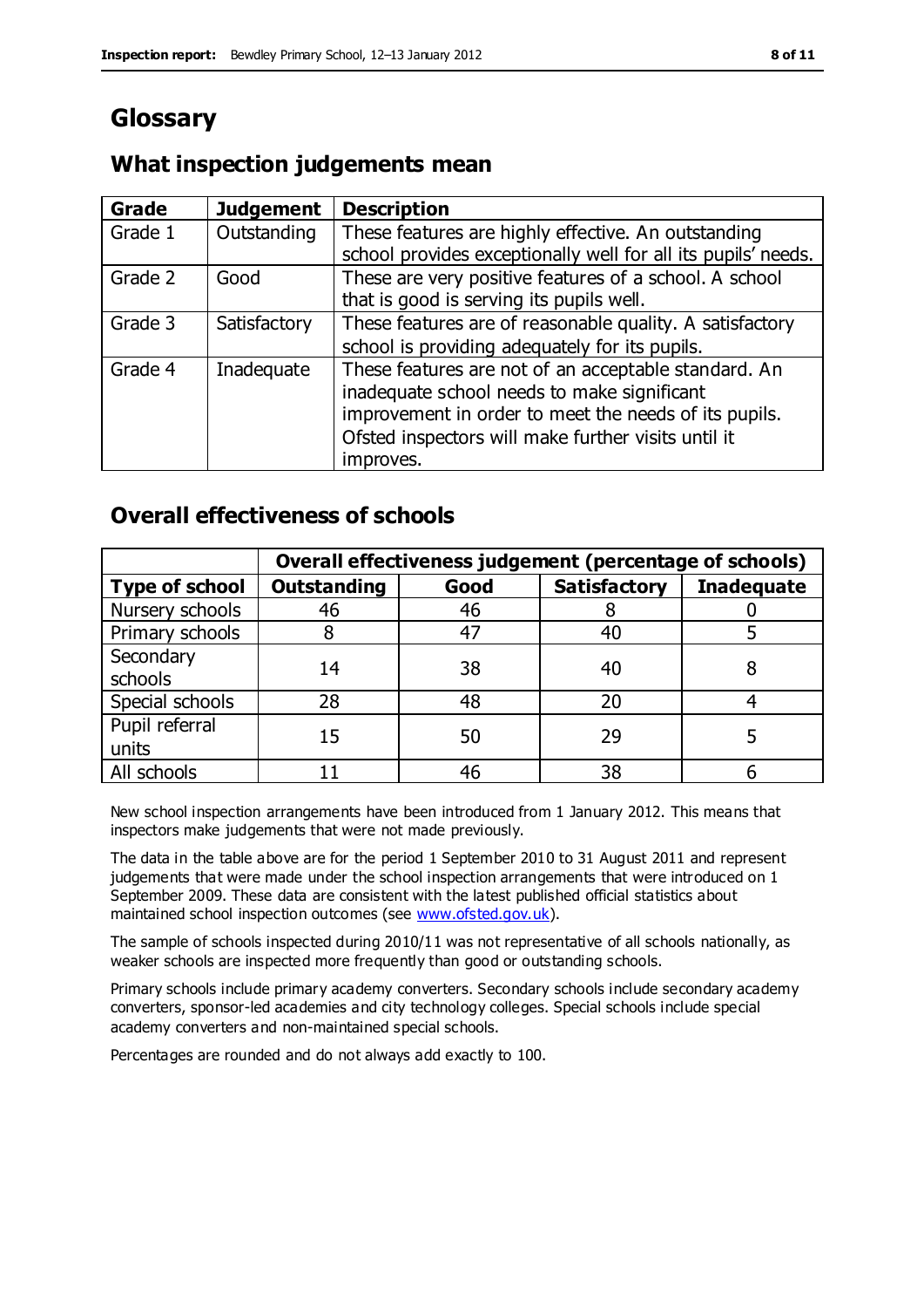# Glossary

## What inspection judgements mean

| Grade | Judgement | Description |
|---|---|---|
| Grade 1 | Outstanding | These features are highly effective. An outstanding school provides exceptionally well for all its pupils' needs. |
| Grade 2 | Good | These are very positive features of a school. A school that is good is serving its pupils well. |
| Grade 3 | Satisfactory | These features are of reasonable quality. A satisfactory school is providing adequately for its pupils. |
| Grade 4 | Inadequate | These features are not of an acceptable standard. An inadequate school needs to make significant improvement in order to meet the needs of its pupils. Ofsted inspectors will make further visits until it improves. |

## Overall effectiveness of schools

| | Overall effectiveness judgement (percentage of schools) | | | |
|---|---|---|---|---|
| **Type of school** | **Outstanding** | **Good** | **Satisfactory** | **Inadequate** |
| Nursery schools | 46 | 46 | 8 | 0 |
| Primary schools | 8 | 47 | 40 | 5 |
| Secondary schools | 14 | 38 | 40 | 8 |
| Special schools | 28 | 48 | 20 | 4 |
| Pupil referral units | 15 | 50 | 29 | 5 |
| All schools | 11 | 46 | 38 | 6 |

New school inspection arrangements have been introduced from 1 January 2012. This means that inspectors make judgements that were not made previously.

The data in the table above are for the period 1 September 2010 to 31 August 2011 and represent judgements that were made under the school inspection arrangements that were introduced on 1 September 2009. These data are consistent with the latest published official statistics about maintained school inspection outcomes (see www.ofsted.gov.uk).

The sample of schools inspected during 2010/11 was not representative of all schools nationally, as weaker schools are inspected more frequently than good or outstanding schools.

Primary schools include primary academy converters. Secondary schools include secondary academy converters, sponsor-led academies and city technology colleges. Special schools include special academy converters and non-maintained special schools.

Percentages are rounded and do not always add exactly to 100.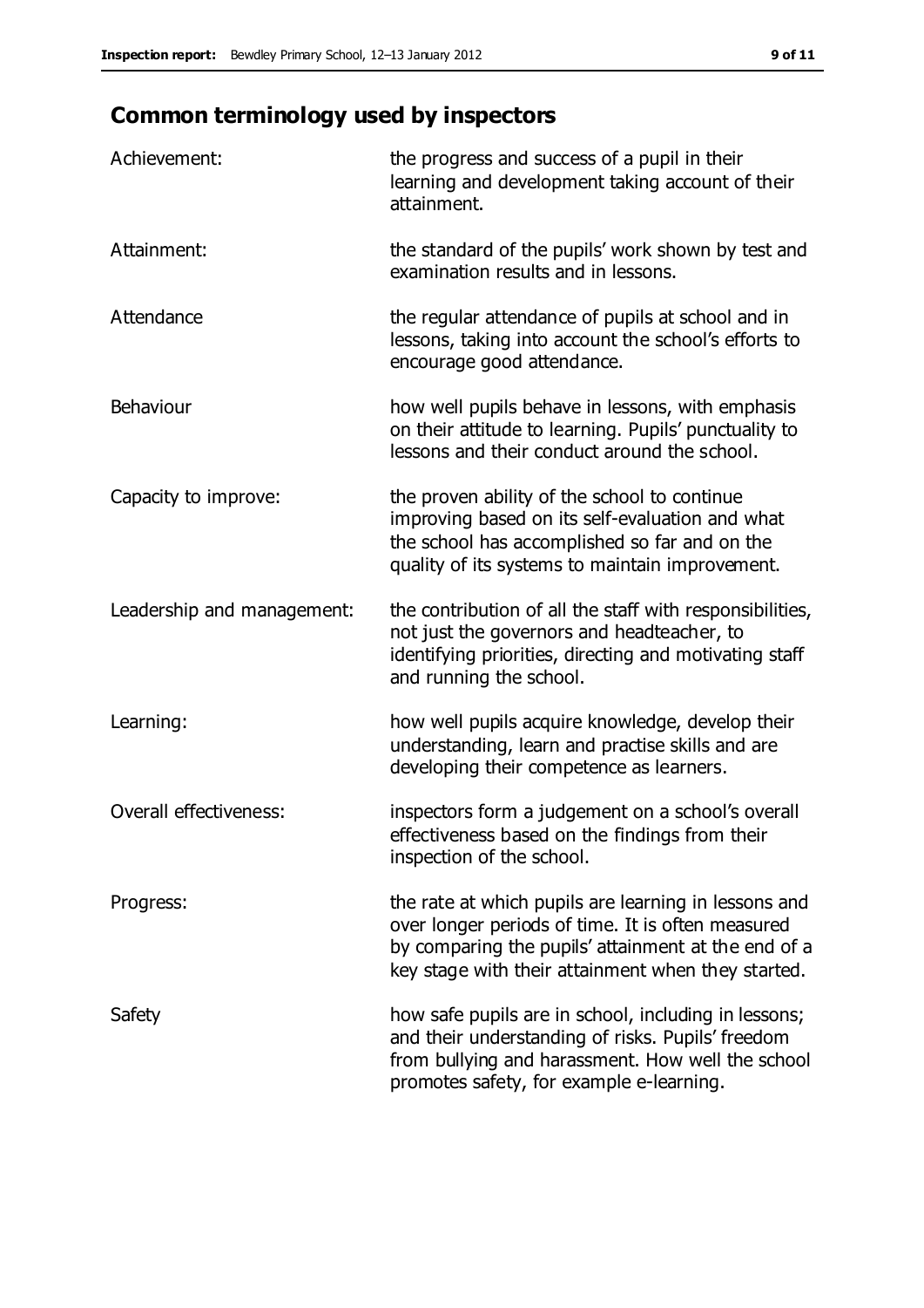## Common terminology used by inspectors

| | |
|---|---|
| Achievement: | the progress and success of a pupil in their learning and development taking account of their attainment. |
| Attainment: | the standard of the pupils' work shown by test and examination results and in lessons. |
| Attendance | the regular attendance of pupils at school and in lessons, taking into account the school's efforts to encourage good attendance. |
| Behaviour | how well pupils behave in lessons, with emphasis on their attitude to learning. Pupils' punctuality to lessons and their conduct around the school. |
| Capacity to improve: | the proven ability of the school to continue improving based on its self-evaluation and what the school has accomplished so far and on the quality of its systems to maintain improvement. |
| Leadership and management: | the contribution of all the staff with responsibilities, not just the governors and headteacher, to identifying priorities, directing and motivating staff and running the school. |
| Learning: | how well pupils acquire knowledge, develop their understanding, learn and practise skills and are developing their competence as learners. |
| Overall effectiveness: | inspectors form a judgement on a school's overall effectiveness based on the findings from their inspection of the school. |
| Progress: | the rate at which pupils are learning in lessons and over longer periods of time. It is often measured by comparing the pupils' attainment at the end of a key stage with their attainment when they started. |
| Safety | how safe pupils are in school, including in lessons; and their understanding of risks. Pupils' freedom from bullying and harassment. How well the school promotes safety, for example e-learning. |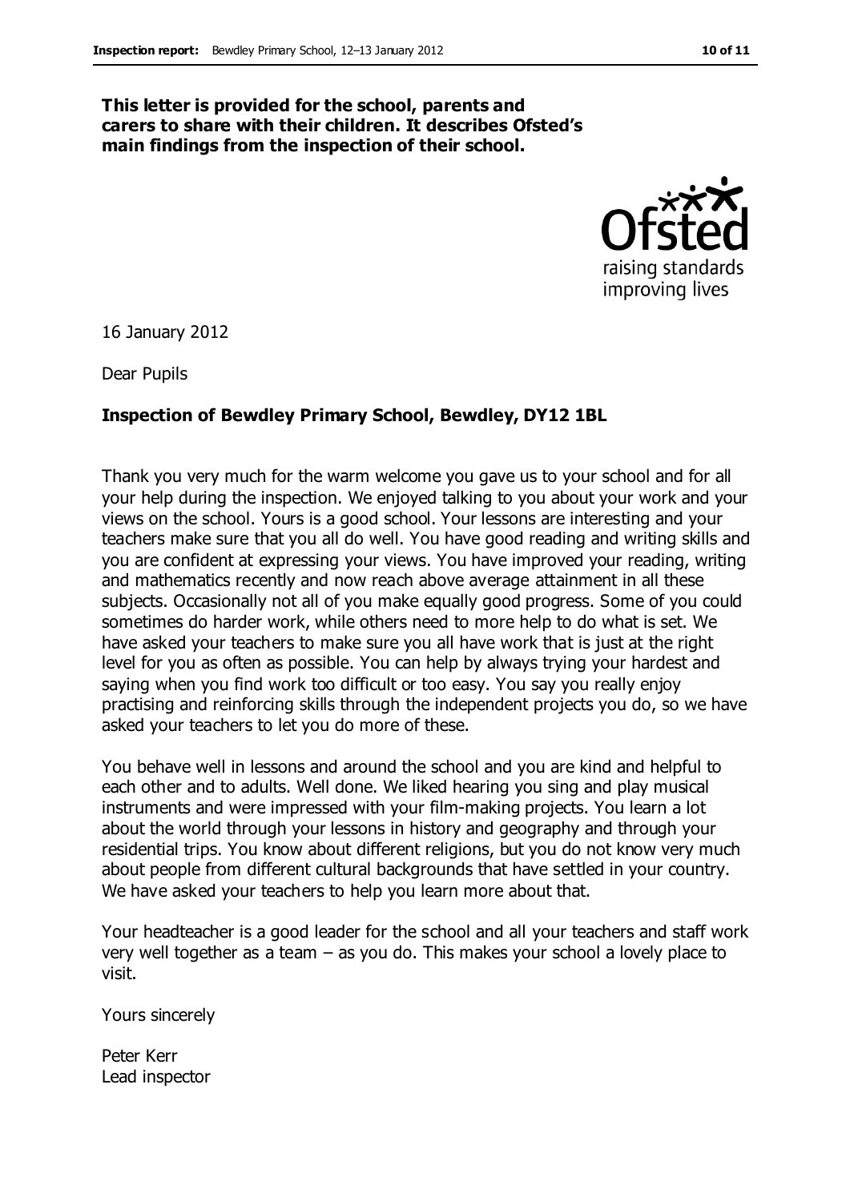**This letter is provided for the school, parents and carers to share with their children. It describes Ofsted's main findings from the inspection of their school.**

16 January 2012

Dear Pupils

**Inspection of Bewdley Primary School, Bewdley, DY12 1BL**

Thank you very much for the warm welcome you gave us to your school and for all your help during the inspection. We enjoyed talking to you about your work and your views on the school. Yours is a good school. Your lessons are interesting and your teachers make sure that you all do well. You have good reading and writing skills and you are confident at expressing your views. You have improved your reading, writing and mathematics recently and now reach above average attainment in all these subjects. Occasionally not all of you make equally good progress. Some of you could sometimes do harder work, while others need to more help to do what is set. We have asked your teachers to make sure you all have work that is just at the right level for you as often as possible. You can help by always trying your hardest and saying when you find work too difficult or too easy. You say you really enjoy practising and reinforcing skills through the independent projects you do, so we have asked your teachers to let you do more of these.

You behave well in lessons and around the school and you are kind and helpful to each other and to adults. Well done. We liked hearing you sing and play musical instruments and were impressed with your film-making projects. You learn a lot about the world through your lessons in history and geography and through your residential trips. You know about different religions, but you do not know very much about people from different cultural backgrounds that have settled in your country. We have asked your teachers to help you learn more about that.

Your headteacher is a good leader for the school and all your teachers and staff work very well together as a team – as you do. This makes your school a lovely place to visit.

Yours sincerely

Peter Kerr
Lead inspector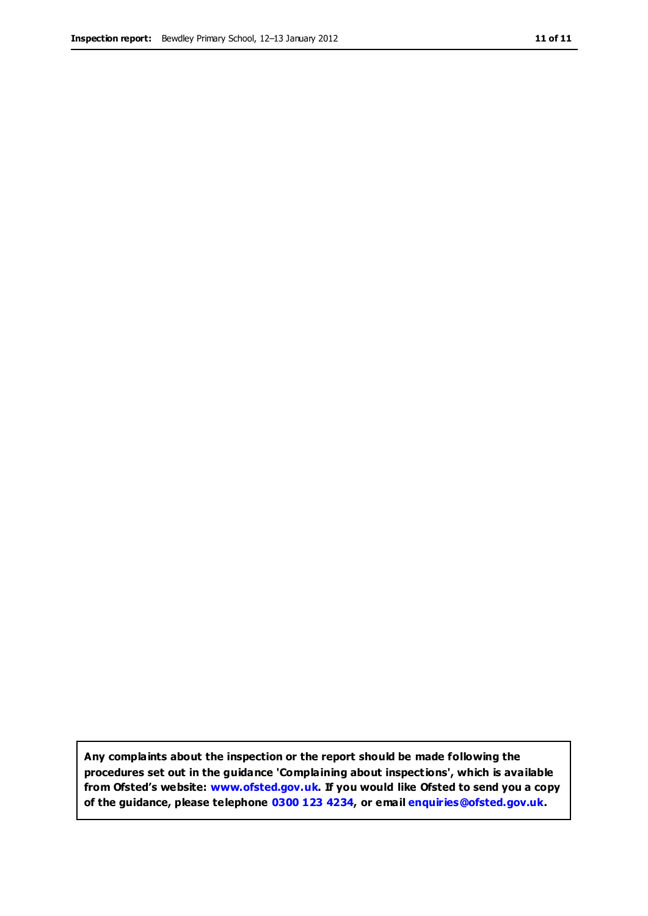**Any complaints about the inspection or the report should be made following the procedures set out in the guidance 'Complaining about inspections', which is available from Ofsted's website: www.ofsted.gov.uk. If you would like Ofsted to send you a copy of the guidance, please telephone 0300 123 4234, or email enquiries@ofsted.gov.uk.**